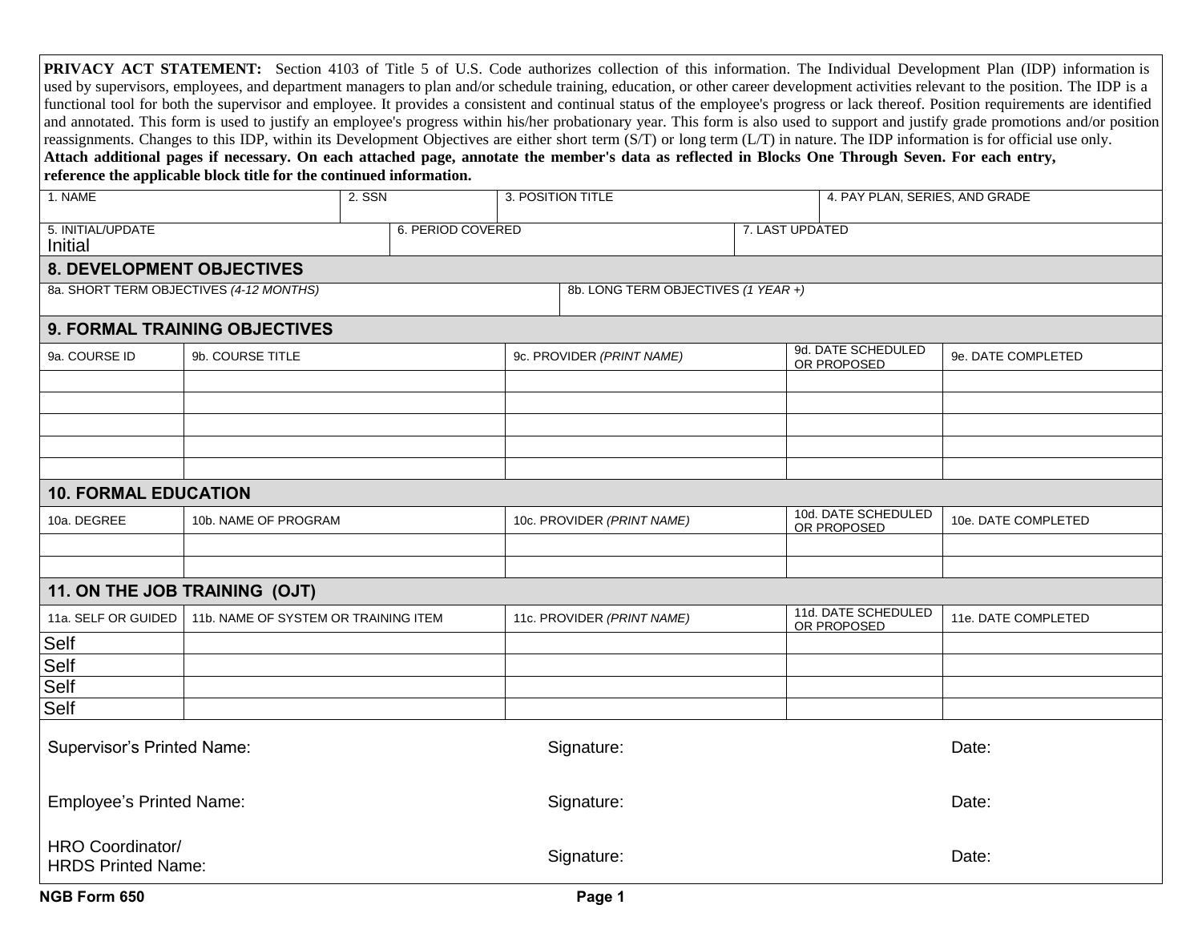**PRIVACY ACT STATEMENT:** Section 4103 of Title 5 of U.S. Code authorizes collection of this information. The Individual Development Plan (IDP) information is used by supervisors, employees, and department managers to plan and/or schedule training, education, or other career development activities relevant to the position. The IDP is a functional tool for both the supervisor and employee. It provides a consistent and continual status of the employee's progress or lack thereof. Position requirements are identified and annotated. This form is used to justify an employee's progress within his/her probationary year. This form is also used to support and justify grade promotions and/or position reassignments. Changes to this IDP, within its Development Objectives are either short term (S/T) or long term (L/T) in nature. The IDP information is for official use only.
**Attach additional pages if necessary. On each attached page, annotate the member's data as reflected in Blocks One Through Seven. For each entry, reference the applicable block title for the continued information.**

| 1. NAME | 2. SSN | 3. POSITION TITLE | 4. PAY PLAN, SERIES, AND GRADE |
|---|---|---|---|
| | | | |

| 5. INITIAL/UPDATE | 6. PERIOD COVERED | 7. LAST UPDATED |
|---|---|---|
| Initial | | |

## 8. DEVELOPMENT OBJECTIVES

| 8a. SHORT TERM OBJECTIVES *(4-12 MONTHS)* | 8b. LONG TERM OBJECTIVES *(1 YEAR +)* |
|---|---|
| | |

## 9. FORMAL TRAINING OBJECTIVES

| 9a. COURSE ID | 9b. COURSE TITLE | 9c. PROVIDER *(PRINT NAME)* | 9d. DATE SCHEDULED OR PROPOSED | 9e. DATE COMPLETED |
|---|---|---|---|---|
| | | | | |
| | | | | |
| | | | | |
| | | | | |
| | | | | |

## 10. FORMAL EDUCATION

| 10a. DEGREE | 10b. NAME OF PROGRAM | 10c. PROVIDER *(PRINT NAME)* | 10d. DATE SCHEDULED OR PROPOSED | 10e. DATE COMPLETED |
|---|---|---|---|---|
| | | | | |
| | | | | |

## 11. ON THE JOB TRAINING (OJT)

| 11a. SELF OR GUIDED | 11b. NAME OF SYSTEM OR TRAINING ITEM | 11c. PROVIDER *(PRINT NAME)* | 11d. DATE SCHEDULED OR PROPOSED | 11e. DATE COMPLETED |
|---|---|---|---|---|
| Self | | | | |
| Self | | | | |
| Self | | | | |
| Self | | | | |

| | | |
|---|---|---|
| Supervisor's Printed Name: | Signature: | Date: |
| Employee's Printed Name: | Signature: | Date: |
| HRO Coordinator/ HRDS Printed Name: | Signature: | Date: |

NGB Form 650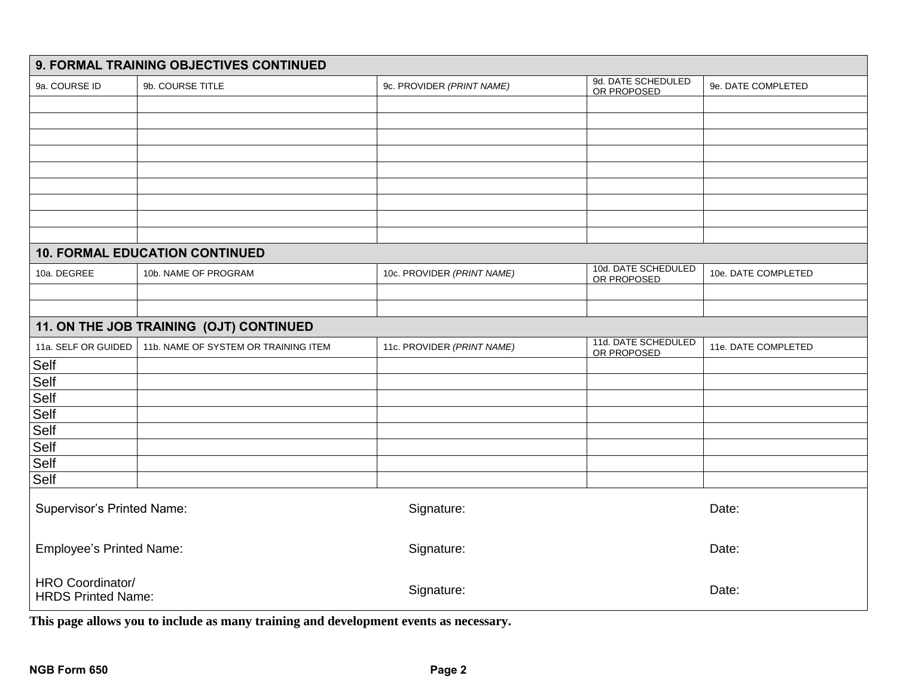## 9. FORMAL TRAINING OBJECTIVES CONTINUED

| 9a. COURSE ID | 9b. COURSE TITLE | 9c. PROVIDER *(PRINT NAME)* | 9d. DATE SCHEDULED OR PROPOSED | 9e. DATE COMPLETED |
|---|---|---|---|---|
| | | | | |
| | | | | |
| | | | | |
| | | | | |
| | | | | |
| | | | | |
| | | | | |
| | | | | |
| | | | | |

## 10. FORMAL EDUCATION CONTINUED

| 10a. DEGREE | 10b. NAME OF PROGRAM | 10c. PROVIDER *(PRINT NAME)* | 10d. DATE SCHEDULED OR PROPOSED | 10e. DATE COMPLETED |
|---|---|---|---|---|
| | | | | |
| | | | | |

## 11. ON THE JOB TRAINING (OJT) CONTINUED

| 11a. SELF OR GUIDED | 11b. NAME OF SYSTEM OR TRAINING ITEM | 11c. PROVIDER *(PRINT NAME)* | 11d. DATE SCHEDULED OR PROPOSED | 11e. DATE COMPLETED |
|---|---|---|---|---|
| Self | | | | |
| Self | | | | |
| Self | | | | |
| Self | | | | |
| Self | | | | |
| Self | | | | |
| Self | | | | |
| Self | | | | |

| | | |
|---|---|---|
| Supervisor's Printed Name: | Signature: | Date: |
| Employee's Printed Name: | Signature: | Date: |
| HRO Coordinator/ HRDS Printed Name: | Signature: | Date: |

**This page allows you to include as many training and development events as necessary.**

**NGB Form 650**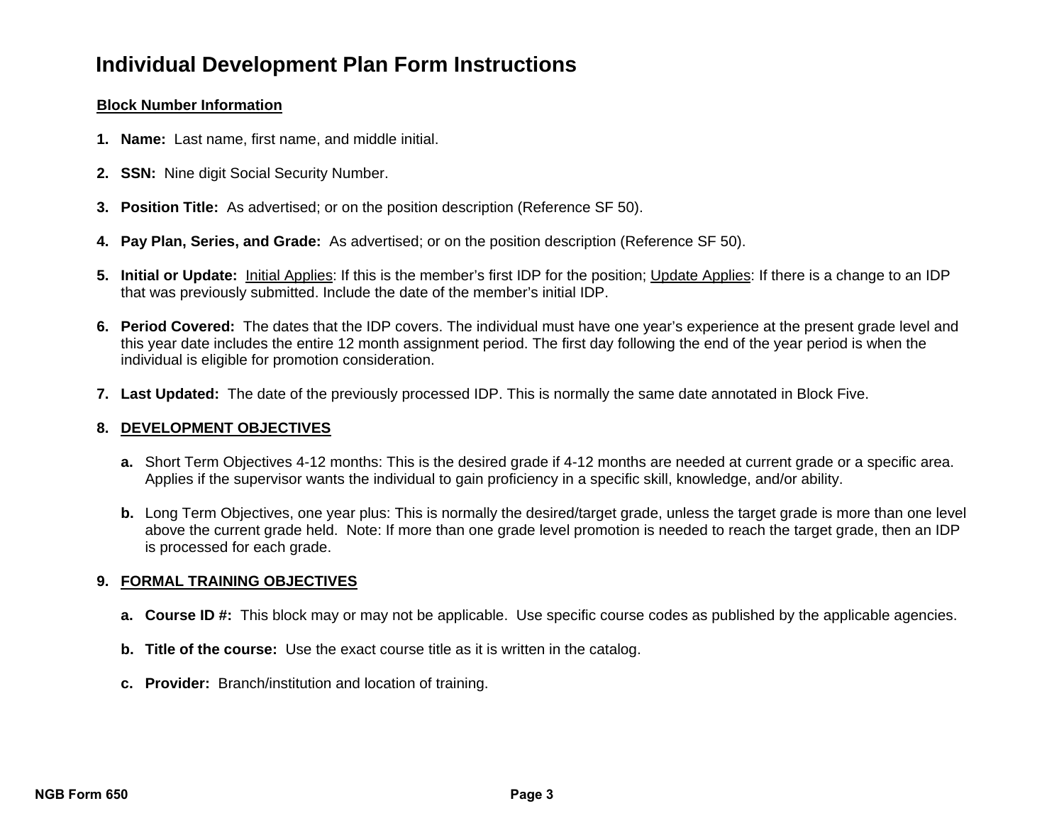# Individual Development Plan Form Instructions

**<u>Block Number Information</u>**

1. **Name:** Last name, first name, and middle initial.

2. **SSN:** Nine digit Social Security Number.

3. **Position Title:** As advertised; or on the position description (Reference SF 50).

4. **Pay Plan, Series, and Grade:** As advertised; or on the position description (Reference SF 50).

5. **Initial or Update:** <u>Initial Applies</u>: If this is the member's first IDP for the position; <u>Update Applies</u>: If there is a change to an IDP that was previously submitted. Include the date of the member's initial IDP.

6. **Period Covered:** The dates that the IDP covers. The individual must have one year's experience at the present grade level and this year date includes the entire 12 month assignment period. The first day following the end of the year period is when the individual is eligible for promotion consideration.

7. **Last Updated:** The date of the previously processed IDP. This is normally the same date annotated in Block Five.

8. **<u>DEVELOPMENT OBJECTIVES</u>**

   **a.** Short Term Objectives 4-12 months: This is the desired grade if 4-12 months are needed at current grade or a specific area. Applies if the supervisor wants the individual to gain proficiency in a specific skill, knowledge, and/or ability.

   **b.** Long Term Objectives, one year plus: This is normally the desired/target grade, unless the target grade is more than one level above the current grade held. Note: If more than one grade level promotion is needed to reach the target grade, then an IDP is processed for each grade.

9. **<u>FORMAL TRAINING OBJECTIVES</u>**

   **a. Course ID #:** This block may or may not be applicable. Use specific course codes as published by the applicable agencies.

   **b. Title of the course:** Use the exact course title as it is written in the catalog.

   **c. Provider:** Branch/institution and location of training.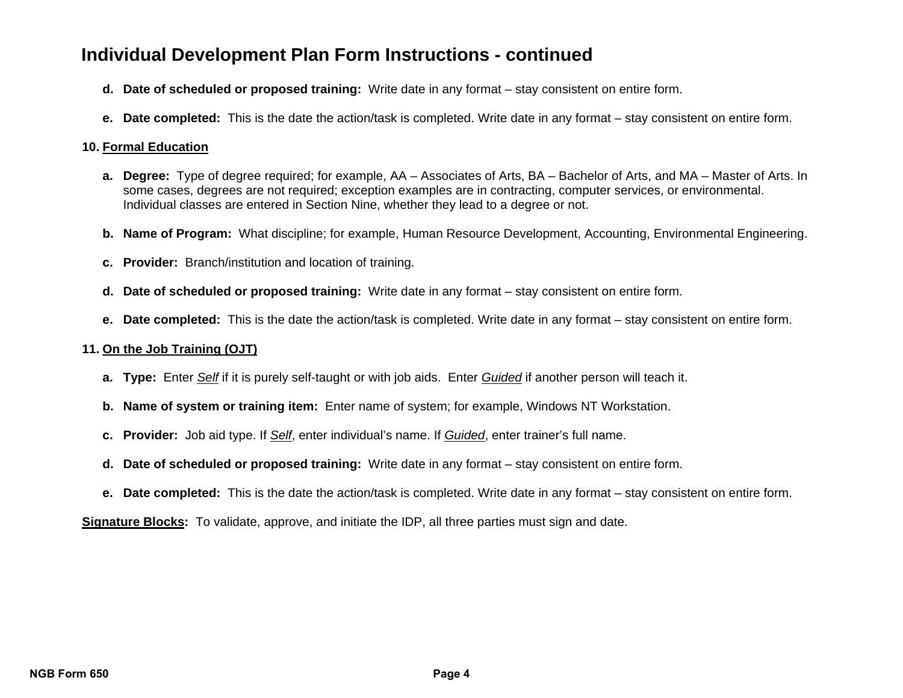## Individual Development Plan Form Instructions - continued

d. **Date of scheduled or proposed training:** Write date in any format – stay consistent on entire form.

e. **Date completed:** This is the date the action/task is completed. Write date in any format – stay consistent on entire form.

10. **Formal Education**

a. **Degree:** Type of degree required; for example, AA – Associates of Arts, BA – Bachelor of Arts, and MA – Master of Arts. In some cases, degrees are not required; exception examples are in contracting, computer services, or environmental. Individual classes are entered in Section Nine, whether they lead to a degree or not.

b. **Name of Program:** What discipline; for example, Human Resource Development, Accounting, Environmental Engineering.

c. **Provider:** Branch/institution and location of training.

d. **Date of scheduled or proposed training:** Write date in any format – stay consistent on entire form.

e. **Date completed:** This is the date the action/task is completed. Write date in any format – stay consistent on entire form.

11. **On the Job Training (OJT)**

a. **Type:** Enter *Self* if it is purely self-taught or with job aids. Enter *Guided* if another person will teach it.

b. **Name of system or training item:** Enter name of system; for example, Windows NT Workstation.

c. **Provider:** Job aid type. If *Self*, enter individual's name. If *Guided*, enter trainer's full name.

d. **Date of scheduled or proposed training:** Write date in any format – stay consistent on entire form.

e. **Date completed:** This is the date the action/task is completed. Write date in any format – stay consistent on entire form.

**Signature Blocks:** To validate, approve, and initiate the IDP, all three parties must sign and date.

NGB Form 650